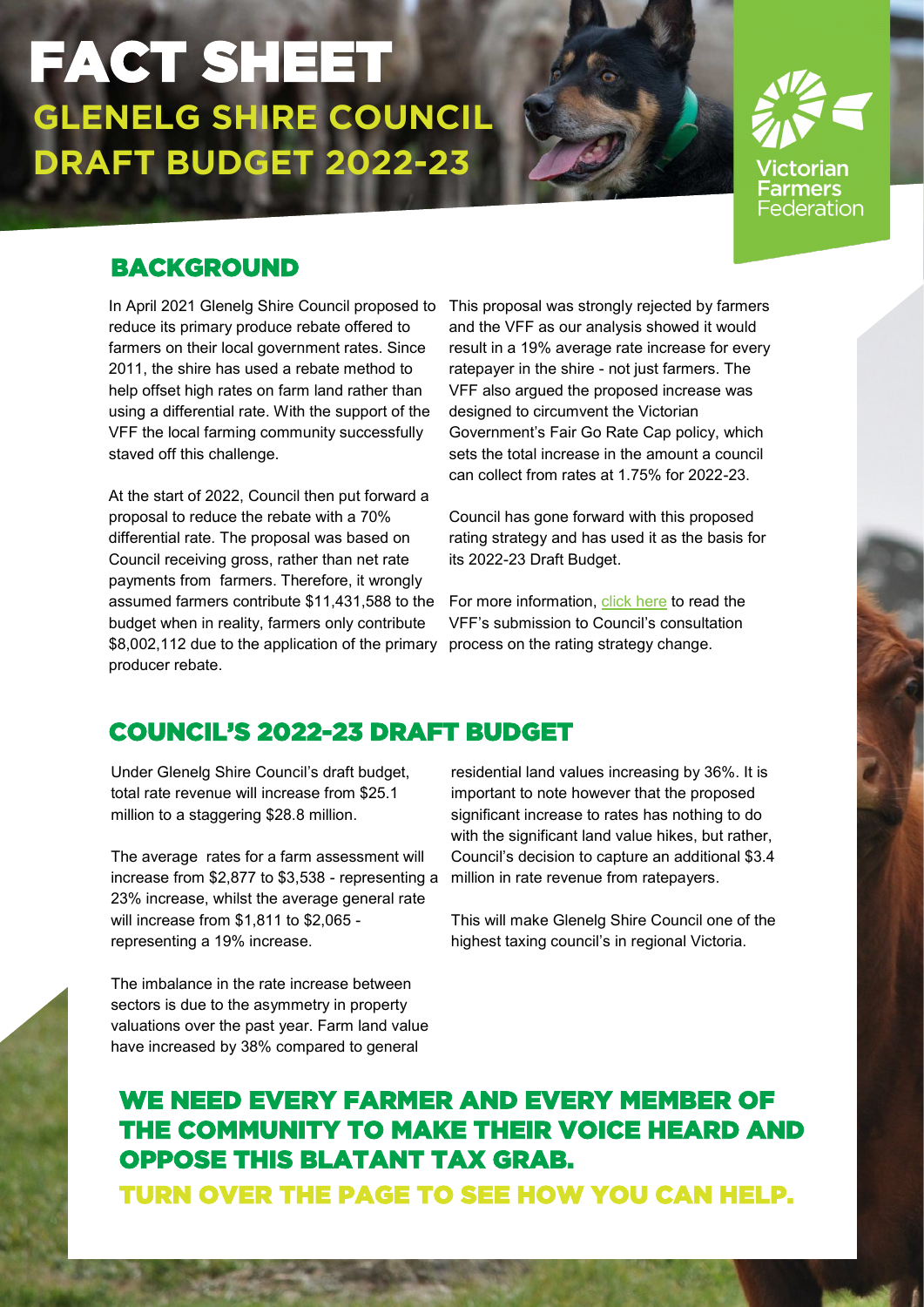# FACT SHEET

## GLENELG SHIRE COUNCIL DRAFT BUDGET 2022-23

Victorian Farmers Federation

## BACKGROUND

In April 2021 Glenelg Shire Council proposed to reduce its primary produce rebate offered to farmers on their local government rates. Since 2011, the shire has used a rebate method to help offset high rates on farm land rather than using a differential rate. With the support of the VFF the local farming community successfully staved off this challenge.

At the start of 2022, Council then put forward a proposal to reduce the rebate with a 70% differential rate. The proposal was based on Council receiving gross, rather than net rate payments from farmers. Therefore, it wrongly assumed farmers contribute $11,431,588 to the budget when in reality, farmers only contribute $8,002,112 due to the application of the primary producer rebate.

This proposal was strongly rejected by farmers and the VFF as our analysis showed it would result in a 19% average rate increase for every ratepayer in the shire - not just farmers. The VFF also argued the proposed increase was designed to circumvent the Victorian Government's Fair Go Rate Cap policy, which sets the total increase in the amount a council can collect from rates at 1.75% for 2022-23.

Council has gone forward with this proposed rating strategy and has used it as the basis for its 2022-23 Draft Budget.

For more information, click here to read the VFF's submission to Council's consultation process on the rating strategy change.

## COUNCIL'S 2022-23 DRAFT BUDGET

Under Glenelg Shire Council's draft budget, total rate revenue will increase from $25.1 million to a staggering $28.8 million.

The average rates for a farm assessment will increase from $2,877 to $3,538 - representing a 23% increase, whilst the average general rate will increase from $1,811 to $2,065 - representing a 19% increase.

The imbalance in the rate increase between sectors is due to the asymmetry in property valuations over the past year. Farm land value have increased by 38% compared to general residential land values increasing by 36%. It is important to note however that the proposed significant increase to rates has nothing to do with the significant land value hikes, but rather, Council's decision to capture an additional $3.4 million in rate revenue from ratepayers.

This will make Glenelg Shire Council one of the highest taxing council's in regional Victoria.

## WE NEED EVERY FARMER AND EVERY MEMBER OF THE COMMUNITY TO MAKE THEIR VOICE HEARD AND OPPOSE THIS BLATANT TAX GRAB.

**TURN OVER THE PAGE TO SEE HOW YOU CAN HELP.**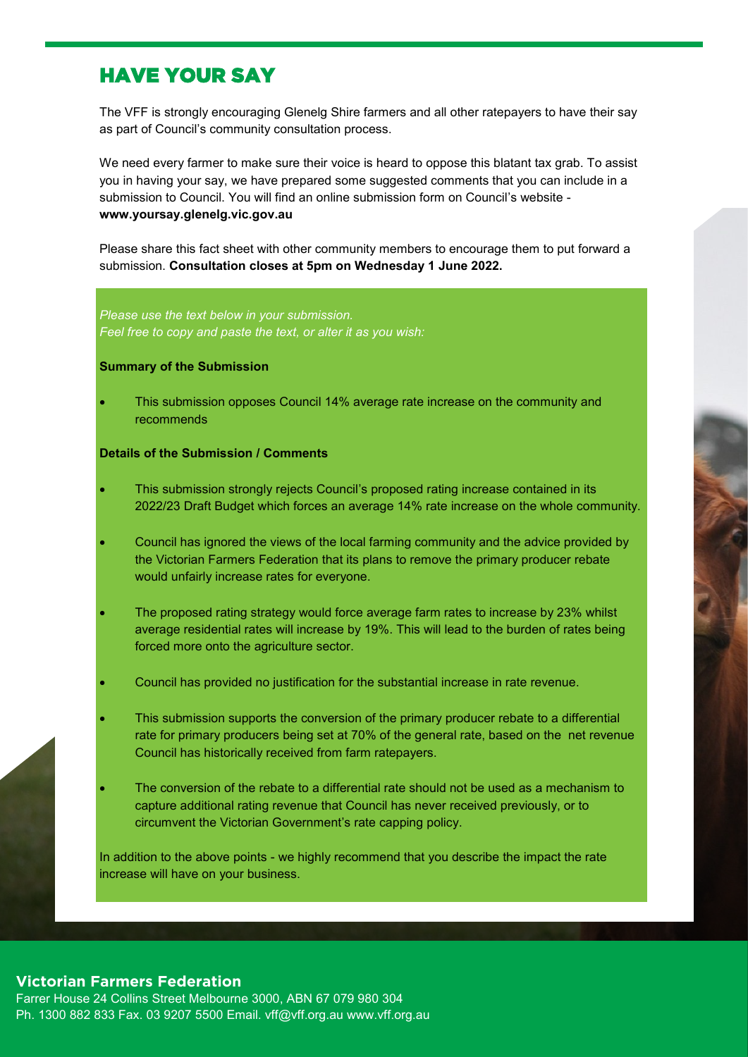# HAVE YOUR SAY

The VFF is strongly encouraging Glenelg Shire farmers and all other ratepayers to have their say as part of Council's community consultation process.

We need every farmer to make sure their voice is heard to oppose this blatant tax grab. To assist you in having your say, we have prepared some suggested comments that you can include in a submission to Council. You will find an online submission form on Council's website - **www.yoursay.glenelg.vic.gov.au**

Please share this fact sheet with other community members to encourage them to put forward a submission. **Consultation closes at 5pm on Wednesday 1 June 2022.**

*Please use the text below in your submission.*
*Feel free to copy and paste the text, or alter it as you wish:*

**Summary of the Submission**

- This submission opposes Council 14% average rate increase on the community and recommends

**Details of the Submission / Comments**

- This submission strongly rejects Council's proposed rating increase contained in its 2022/23 Draft Budget which forces an average 14% rate increase on the whole community.
- Council has ignored the views of the local farming community and the advice provided by the Victorian Farmers Federation that its plans to remove the primary producer rebate would unfairly increase rates for everyone.
- The proposed rating strategy would force average farm rates to increase by 23% whilst average residential rates will increase by 19%. This will lead to the burden of rates being forced more onto the agriculture sector.
- Council has provided no justification for the substantial increase in rate revenue.
- This submission supports the conversion of the primary producer rebate to a differential rate for primary producers being set at 70% of the general rate, based on the net revenue Council has historically received from farm ratepayers.
- The conversion of the rebate to a differential rate should not be used as a mechanism to capture additional rating revenue that Council has never received previously, or to circumvent the Victorian Government's rate capping policy.

In addition to the above points - we highly recommend that you describe the impact the rate increase will have on your business.

**Victorian Farmers Federation**
Farrer House 24 Collins Street Melbourne 3000, ABN 67 079 980 304
Ph. 1300 882 833 Fax. 03 9207 5500 Email. vff@vff.org.au www.vff.org.au